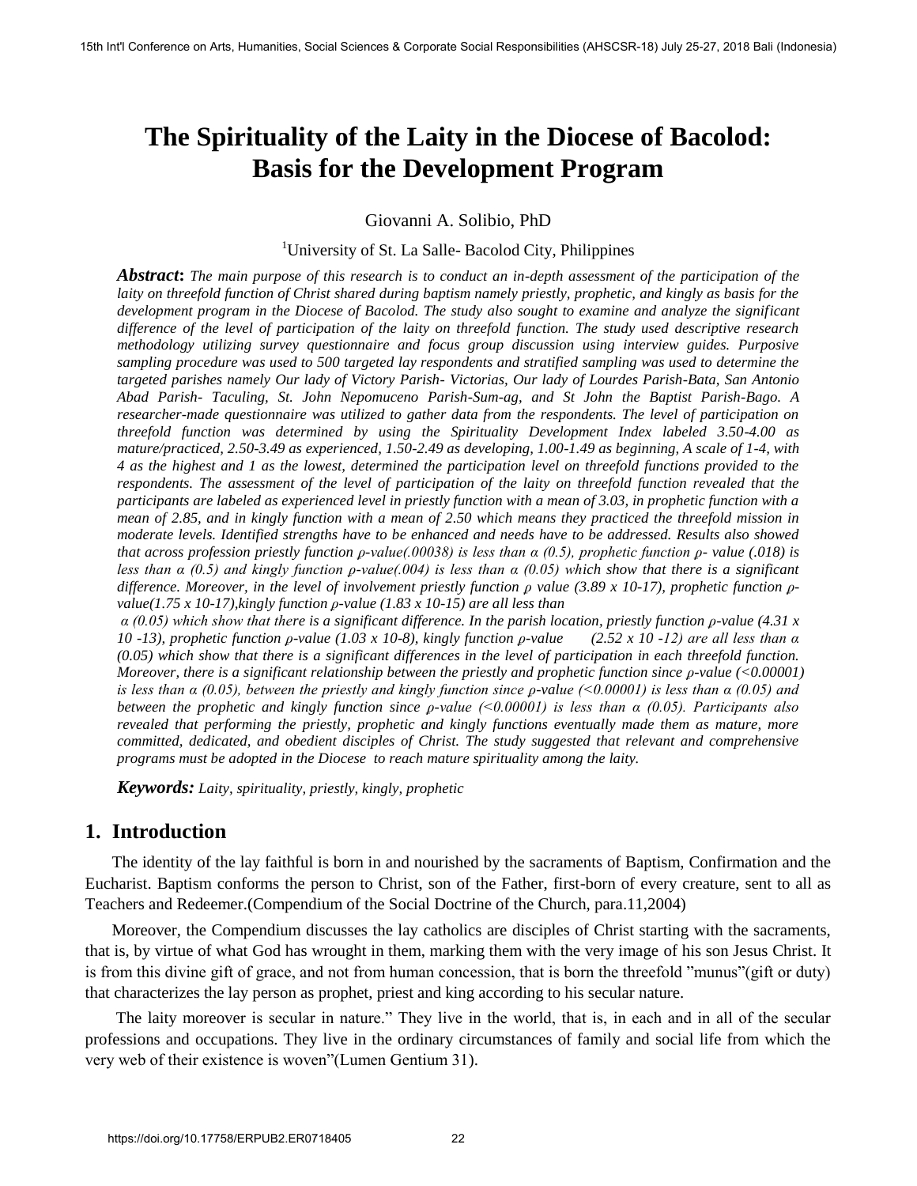# The Spirituality of the Laity in the Diocese of Bacolod: Basis for the Development Program

Giovanni A. Solibio, PhD

[1]University of St. La Salle- Bacolod City, Philippines

***Abstract*****:** *The main purpose of this research is to conduct an in-depth assessment of the participation of the laity on threefold function of Christ shared during baptism namely priestly, prophetic, and kingly as basis for the development program in the Diocese of Bacolod. The study also sought to examine and analyze the significant difference of the level of participation of the laity on threefold function. The study used descriptive research methodology utilizing survey questionnaire and focus group discussion using interview guides. Purposive sampling procedure was used to 500 targeted lay respondents and stratified sampling was used to determine the targeted parishes namely Our lady of Victory Parish- Victorias, Our lady of Lourdes Parish-Bata, San Antonio Abad Parish- Taculing, St. John Nepomuceno Parish-Sum-ag, and St John the Baptist Parish-Bago. A researcher-made questionnaire was utilized to gather data from the respondents. The level of participation on threefold function was determined by using the Spirituality Development Index labeled 3.50-4.00 as mature/practiced, 2.50-3.49 as experienced, 1.50-2.49 as developing, 1.00-1.49 as beginning, A scale of 1-4, with 4 as the highest and 1 as the lowest, determined the participation level on threefold functions provided to the respondents. The assessment of the level of participation of the laity on threefold function revealed that the participants are labeled as experienced level in priestly function with a mean of 3.03, in prophetic function with a mean of 2.85, and in kingly function with a mean of 2.50 which means they practiced the threefold mission in moderate levels. Identified strengths have to be enhanced and needs have to be addressed. Results also showed that across profession priestly function ρ-value(.00038) is less than α (0.5), prophetic function ρ- value (.018) is less than α (0.5) and kingly function ρ-value(.004) is less than α (0.05) which show that there is a significant difference. Moreover, in the level of involvement priestly function ρ value (3.89 x 10-17), prophetic function ρ-value(1.75 x 10-17),kingly function ρ-value (1.83 x 10-15) are all less than α (0.05) which show that there is a significant difference. In the parish location, priestly function ρ-value (4.31 x 10 -13), prophetic function ρ-value (1.03 x 10-8), kingly function ρ-value (2.52 x 10 -12) are all less than α (0.05) which show that there is a significant differences in the level of participation in each threefold function. Moreover, there is a significant relationship between the priestly and prophetic function since ρ-value (<0.00001) is less than α (0.05), between the priestly and kingly function since ρ-value (<0.00001) is less than α (0.05) and between the prophetic and kingly function since ρ-value (<0.00001) is less than α (0.05). Participants also revealed that performing the priestly, prophetic and kingly functions eventually made them as mature, more committed, dedicated, and obedient disciples of Christ. The study suggested that relevant and comprehensive programs must be adopted in the Diocese to reach mature spirituality among the laity.*

***Keywords:*** *Laity, spirituality, priestly, kingly, prophetic*

## 1. Introduction

The identity of the lay faithful is born in and nourished by the sacraments of Baptism, Confirmation and the Eucharist. Baptism conforms the person to Christ, son of the Father, first-born of every creature, sent to all as Teachers and Redeemer.(Compendium of the Social Doctrine of the Church, para.11,2004)

Moreover, the Compendium discusses the lay catholics are disciples of Christ starting with the sacraments, that is, by virtue of what God has wrought in them, marking them with the very image of his son Jesus Christ. It is from this divine gift of grace, and not from human concession, that is born the threefold "munus"(gift or duty) that characterizes the lay person as prophet, priest and king according to his secular nature.

The laity moreover is secular in nature." They live in the world, that is, in each and in all of the secular professions and occupations. They live in the ordinary circumstances of family and social life from which the very web of their existence is woven"(Lumen Gentium 31).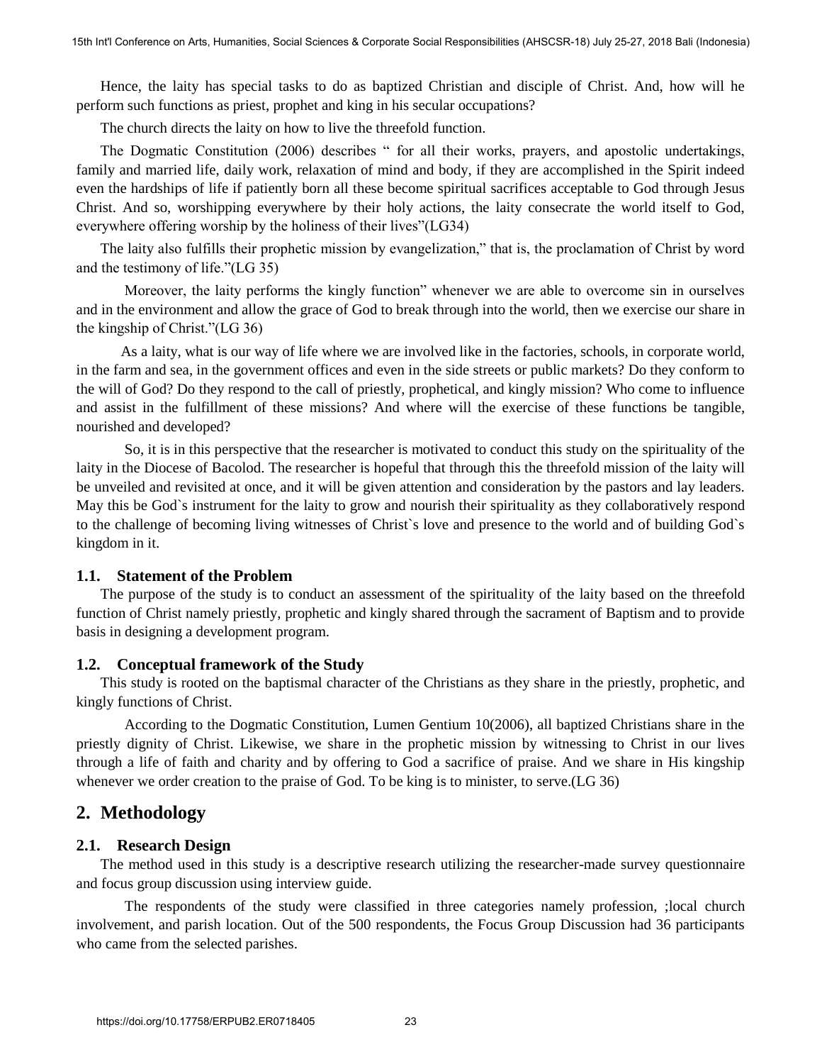Hence, the laity has special tasks to do as baptized Christian and disciple of Christ. And, how will he perform such functions as priest, prophet and king in his secular occupations?

The church directs the laity on how to live the threefold function.

The Dogmatic Constitution (2006) describes " for all their works, prayers, and apostolic undertakings, family and married life, daily work, relaxation of mind and body, if they are accomplished in the Spirit indeed even the hardships of life if patiently born all these become spiritual sacrifices acceptable to God through Jesus Christ. And so, worshipping everywhere by their holy actions, the laity consecrate the world itself to God, everywhere offering worship by the holiness of their lives"(LG34)

The laity also fulfills their prophetic mission by evangelization," that is, the proclamation of Christ by word and the testimony of life."(LG 35)

Moreover, the laity performs the kingly function" whenever we are able to overcome sin in ourselves and in the environment and allow the grace of God to break through into the world, then we exercise our share in the kingship of Christ."(LG 36)

As a laity, what is our way of life where we are involved like in the factories, schools, in corporate world, in the farm and sea, in the government offices and even in the side streets or public markets? Do they conform to the will of God? Do they respond to the call of priestly, prophetical, and kingly mission? Who come to influence and assist in the fulfillment of these missions? And where will the exercise of these functions be tangible, nourished and developed?

So, it is in this perspective that the researcher is motivated to conduct this study on the spirituality of the laity in the Diocese of Bacolod. The researcher is hopeful that through this the threefold mission of the laity will be unveiled and revisited at once, and it will be given attention and consideration by the pastors and lay leaders. May this be God`s instrument for the laity to grow and nourish their spirituality as they collaboratively respond to the challenge of becoming living witnesses of Christ`s love and presence to the world and of building God`s kingdom in it.

### 1.1. Statement of the Problem

The purpose of the study is to conduct an assessment of the spirituality of the laity based on the threefold function of Christ namely priestly, prophetic and kingly shared through the sacrament of Baptism and to provide basis in designing a development program.

### 1.2. Conceptual framework of the Study

This study is rooted on the baptismal character of the Christians as they share in the priestly, prophetic, and kingly functions of Christ.

According to the Dogmatic Constitution, Lumen Gentium 10(2006), all baptized Christians share in the priestly dignity of Christ. Likewise, we share in the prophetic mission by witnessing to Christ in our lives through a life of faith and charity and by offering to God a sacrifice of praise. And we share in His kingship whenever we order creation to the praise of God. To be king is to minister, to serve.(LG 36)

## 2. Methodology

### 2.1. Research Design

The method used in this study is a descriptive research utilizing the researcher-made survey questionnaire and focus group discussion using interview guide.

The respondents of the study were classified in three categories namely profession, ;local church involvement, and parish location. Out of the 500 respondents, the Focus Group Discussion had 36 participants who came from the selected parishes.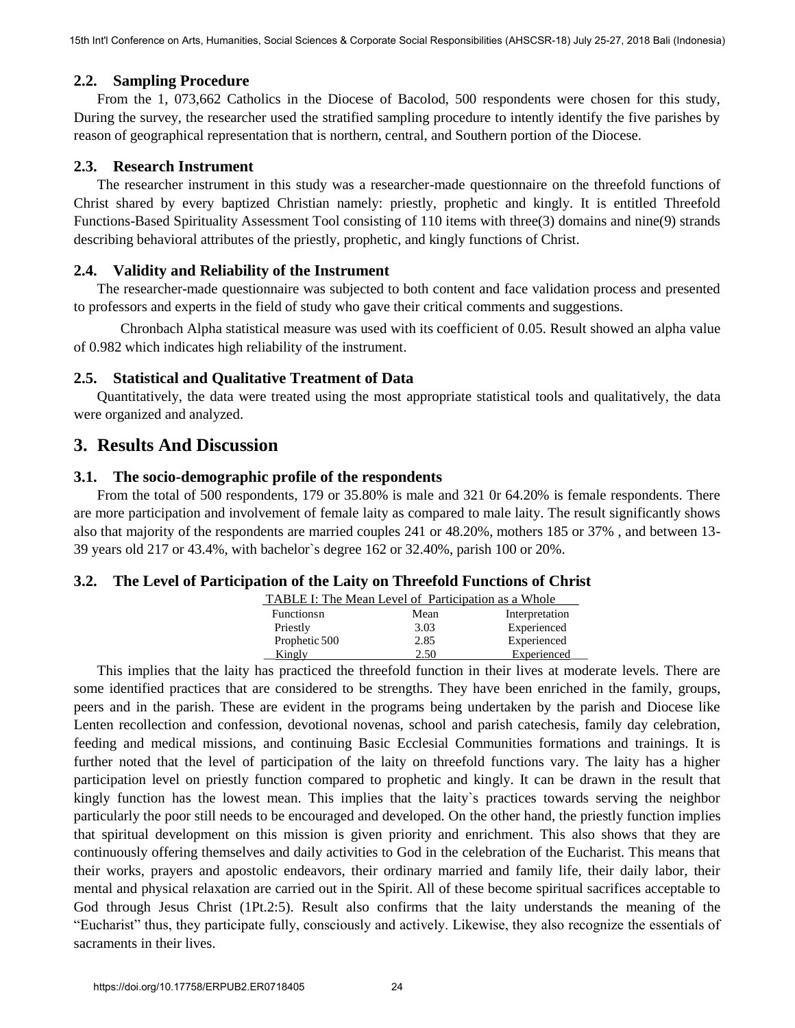### 2.2. Sampling Procedure

From the 1, 073,662 Catholics in the Diocese of Bacolod, 500 respondents were chosen for this study, During the survey, the researcher used the stratified sampling procedure to intently identify the five parishes by reason of geographical representation that is northern, central, and Southern portion of the Diocese.

### 2.3. Research Instrument

The researcher instrument in this study was a researcher-made questionnaire on the threefold functions of Christ shared by every baptized Christian namely: priestly, prophetic and kingly. It is entitled Threefold Functions-Based Spirituality Assessment Tool consisting of 110 items with three(3) domains and nine(9) strands describing behavioral attributes of the priestly, prophetic, and kingly functions of Christ.

### 2.4. Validity and Reliability of the Instrument

The researcher-made questionnaire was subjected to both content and face validation process and presented to professors and experts in the field of study who gave their critical comments and suggestions.

Chronbach Alpha statistical measure was used with its coefficient of 0.05. Result showed an alpha value of 0.982 which indicates high reliability of the instrument.

### 2.5. Statistical and Qualitative Treatment of Data

Quantitatively, the data were treated using the most appropriate statistical tools and qualitatively, the data were organized and analyzed.

## 3. Results And Discussion

### 3.1. The socio-demographic profile of the respondents

From the total of 500 respondents, 179 or 35.80% is male and 321 0r 64.20% is female respondents. There are more participation and involvement of female laity as compared to male laity. The result significantly shows also that majority of the respondents are married couples 241 or 48.20%, mothers 185 or 37% , and between 13-39 years old 217 or 43.4%, with bachelor`s degree 162 or 32.40%, parish 100 or 20%.

### 3.2. The Level of Participation of the Laity on Threefold Functions of Christ

TABLE I: The Mean Level of Participation as a Whole

| Functionsn | Mean | Interpretation |
|---|---|---|
| Priestly | 3.03 | Experienced |
| Prophetic 500 | 2.85 | Experienced |
| Kingly | 2.50 | Experienced |

This implies that the laity has practiced the threefold function in their lives at moderate levels. There are some identified practices that are considered to be strengths. They have been enriched in the family, groups, peers and in the parish. These are evident in the programs being undertaken by the parish and Diocese like Lenten recollection and confession, devotional novenas, school and parish catechesis, family day celebration, feeding and medical missions, and continuing Basic Ecclesial Communities formations and trainings. It is further noted that the level of participation of the laity on threefold functions vary. The laity has a higher participation level on priestly function compared to prophetic and kingly. It can be drawn in the result that kingly function has the lowest mean. This implies that the laity`s practices towards serving the neighbor particularly the poor still needs to be encouraged and developed. On the other hand, the priestly function implies that spiritual development on this mission is given priority and enrichment. This also shows that they are continuously offering themselves and daily activities to God in the celebration of the Eucharist. This means that their works, prayers and apostolic endeavors, their ordinary married and family life, their daily labor, their mental and physical relaxation are carried out in the Spirit. All of these become spiritual sacrifices acceptable to God through Jesus Christ (1Pt.2:5). Result also confirms that the laity understands the meaning of the "Eucharist" thus, they participate fully, consciously and actively. Likewise, they also recognize the essentials of sacraments in their lives.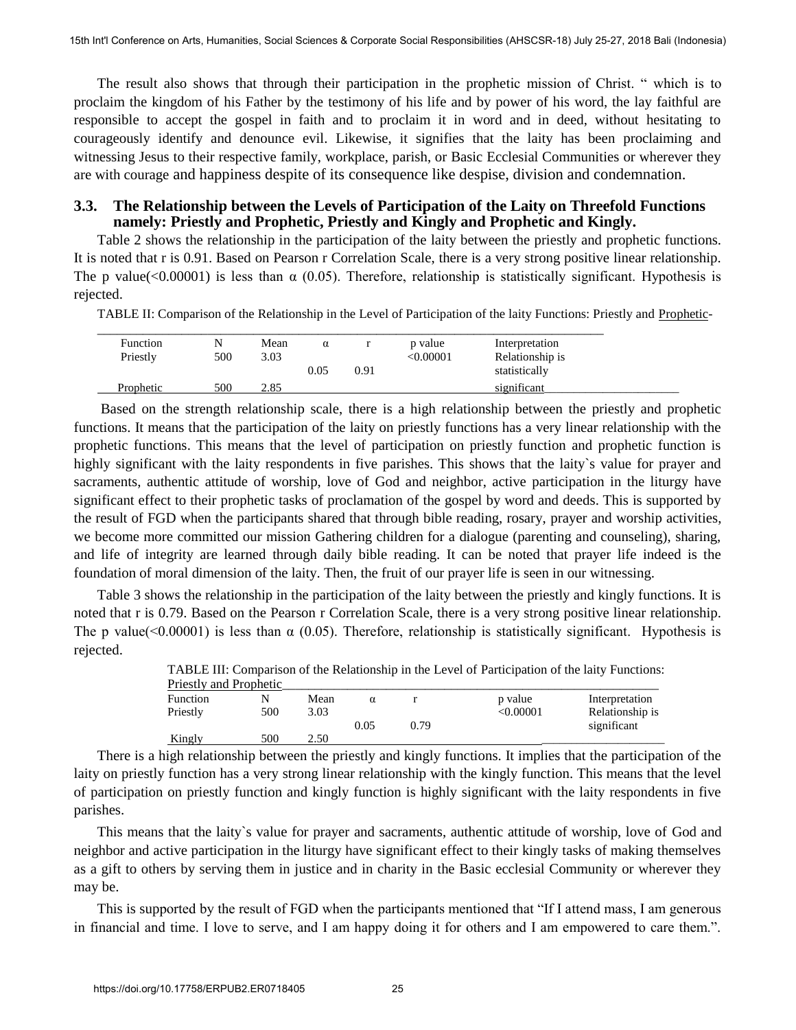The result also shows that through their participation in the prophetic mission of Christ. " which is to proclaim the kingdom of his Father by the testimony of his life and by power of his word, the lay faithful are responsible to accept the gospel in faith and to proclaim it in word and in deed, without hesitating to courageously identify and denounce evil. Likewise, it signifies that the laity has been proclaiming and witnessing Jesus to their respective family, workplace, parish, or Basic Ecclesial Communities or wherever they are with courage and happiness despite of its consequence like despise, division and condemnation.

### 3.3. The Relationship between the Levels of Participation of the Laity on Threefold Functions namely: Priestly and Prophetic, Priestly and Kingly and Prophetic and Kingly.

Table 2 shows the relationship in the participation of the laity between the priestly and prophetic functions. It is noted that r is 0.91. Based on Pearson r Correlation Scale, there is a very strong positive linear relationship. The p value(<0.00001) is less than α (0.05). Therefore, relationship is statistically significant. Hypothesis is rejected.

TABLE II: Comparison of the Relationship in the Level of Participation of the laity Functions: Priestly and Prophetic-

| Function | N | Mean | α | r | p value | Interpretation |
|---|---|---|---|---|---|---|
| Priestly | 500 | 3.03 | 0.05 | 0.91 | <0.00001 | Relationship is statistically significant |
| Prophetic | 500 | 2.85 | | | | |

Based on the strength relationship scale, there is a high relationship between the priestly and prophetic functions. It means that the participation of the laity on priestly functions has a very linear relationship with the prophetic functions. This means that the level of participation on priestly function and prophetic function is highly significant with the laity respondents in five parishes. This shows that the laity`s value for prayer and sacraments, authentic attitude of worship, love of God and neighbor, active participation in the liturgy have significant effect to their prophetic tasks of proclamation of the gospel by word and deeds. This is supported by the result of FGD when the participants shared that through bible reading, rosary, prayer and worship activities, we become more committed our mission Gathering children for a dialogue (parenting and counseling), sharing, and life of integrity are learned through daily bible reading. It can be noted that prayer life indeed is the foundation of moral dimension of the laity. Then, the fruit of our prayer life is seen in our witnessing.

Table 3 shows the relationship in the participation of the laity between the priestly and kingly functions. It is noted that r is 0.79. Based on the Pearson r Correlation Scale, there is a very strong positive linear relationship. The p value(<0.00001) is less than α (0.05). Therefore, relationship is statistically significant. Hypothesis is rejected.

TABLE III: Comparison of the Relationship in the Level of Participation of the laity Functions: Priestly and Prophetic

| Function | N | Mean | α | r | p value | Interpretation |
|---|---|---|---|---|---|---|
| Priestly | 500 | 3.03 | 0.05 | 0.79 | <0.00001 | Relationship is significant |
| Kingly | 500 | 2.50 | | | | |

There is a high relationship between the priestly and kingly functions. It implies that the participation of the laity on priestly function has a very strong linear relationship with the kingly function. This means that the level of participation on priestly function and kingly function is highly significant with the laity respondents in five parishes.

This means that the laity`s value for prayer and sacraments, authentic attitude of worship, love of God and neighbor and active participation in the liturgy have significant effect to their kingly tasks of making themselves as a gift to others by serving them in justice and in charity in the Basic ecclesial Community or wherever they may be.

This is supported by the result of FGD when the participants mentioned that "If I attend mass, I am generous in financial and time. I love to serve, and I am happy doing it for others and I am empowered to care them.".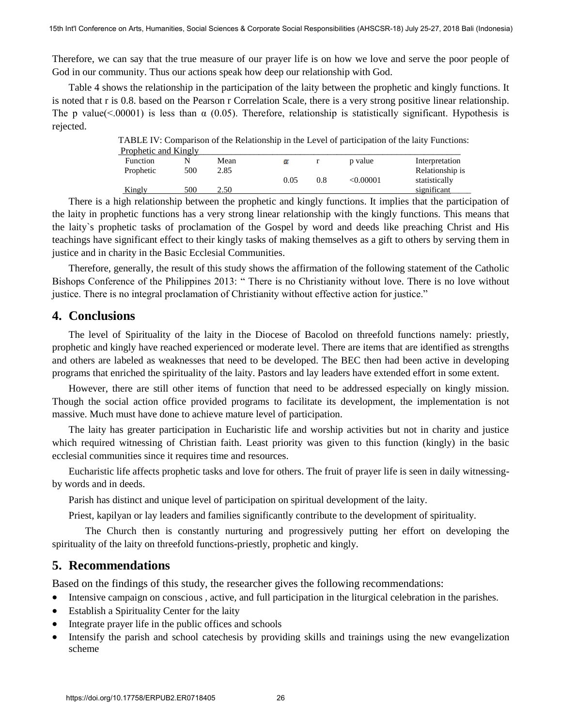Therefore, we can say that the true measure of our prayer life is on how we love and serve the poor people of God in our community. Thus our actions speak how deep our relationship with God.

Table 4 shows the relationship in the participation of the laity between the prophetic and kingly functions. It is noted that r is 0.8. based on the Pearson r Correlation Scale, there is a very strong positive linear relationship. The p value(<.00001) is less than α (0.05). Therefore, relationship is statistically significant. Hypothesis is rejected.

TABLE IV: Comparison of the Relationship in the Level of participation of the laity Functions: Prophetic and Kingly

| Function | N | Mean | α | r | p value | Interpretation |
|---|---|---|---|---|---|---|
| Prophetic | 500 | 2.85 | 0.05 | 0.8 | <0.00001 | Relationship is statistically significant |
| Kingly | 500 | 2.50 | | | | |

There is a high relationship between the prophetic and kingly functions. It implies that the participation of the laity in prophetic functions has a very strong linear relationship with the kingly functions. This means that the laity`s prophetic tasks of proclamation of the Gospel by word and deeds like preaching Christ and His teachings have significant effect to their kingly tasks of making themselves as a gift to others by serving them in justice and in charity in the Basic Ecclesial Communities.

Therefore, generally, the result of this study shows the affirmation of the following statement of the Catholic Bishops Conference of the Philippines 2013: " There is no Christianity without love. There is no love without justice. There is no integral proclamation of Christianity without effective action for justice."

## 4. Conclusions

The level of Spirituality of the laity in the Diocese of Bacolod on threefold functions namely: priestly, prophetic and kingly have reached experienced or moderate level. There are items that are identified as strengths and others are labeled as weaknesses that need to be developed. The BEC then had been active in developing programs that enriched the spirituality of the laity. Pastors and lay leaders have extended effort in some extent.

However, there are still other items of function that need to be addressed especially on kingly mission. Though the social action office provided programs to facilitate its development, the implementation is not massive. Much must have done to achieve mature level of participation.

The laity has greater participation in Eucharistic life and worship activities but not in charity and justice which required witnessing of Christian faith. Least priority was given to this function (kingly) in the basic ecclesial communities since it requires time and resources.

Eucharistic life affects prophetic tasks and love for others. The fruit of prayer life is seen in daily witnessing-by words and in deeds.

Parish has distinct and unique level of participation on spiritual development of the laity.

Priest, kapilyan or lay leaders and families significantly contribute to the development of spirituality.

The Church then is constantly nurturing and progressively putting her effort on developing the spirituality of the laity on threefold functions-priestly, prophetic and kingly.

## 5. Recommendations

Based on the findings of this study, the researcher gives the following recommendations:

- Intensive campaign on conscious , active, and full participation in the liturgical celebration in the parishes.
- Establish a Spirituality Center for the laity
- Integrate prayer life in the public offices and schools
- Intensify the parish and school catechesis by providing skills and trainings using the new evangelization scheme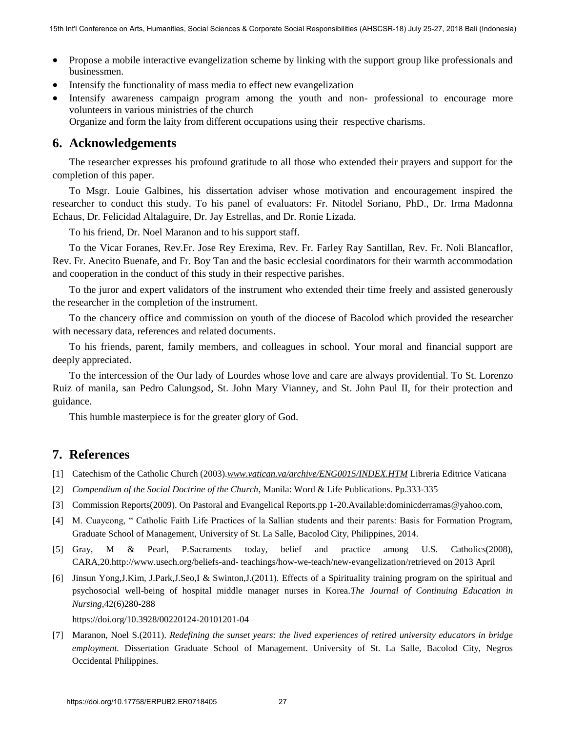- Propose a mobile interactive evangelization scheme by linking with the support group like professionals and businessmen.
- Intensify the functionality of mass media to effect new evangelization
- Intensify awareness campaign program among the youth and non- professional to encourage more volunteers in various ministries of the church
  Organize and form the laity from different occupations using their respective charisms.

## 6. Acknowledgements

The researcher expresses his profound gratitude to all those who extended their prayers and support for the completion of this paper.

To Msgr. Louie Galbines, his dissertation adviser whose motivation and encouragement inspired the researcher to conduct this study. To his panel of evaluators: Fr. Nitodel Soriano, PhD., Dr. Irma Madonna Echaus, Dr. Felicidad Altalaguire, Dr. Jay Estrellas, and Dr. Ronie Lizada.

To his friend, Dr. Noel Maranon and to his support staff.

To the Vicar Foranes, Rev.Fr. Jose Rey Erexima, Rev. Fr. Farley Ray Santillan, Rev. Fr. Noli Blancaflor, Rev. Fr. Anecito Buenafe, and Fr. Boy Tan and the basic ecclesial coordinators for their warmth accommodation and cooperation in the conduct of this study in their respective parishes.

To the juror and expert validators of the instrument who extended their time freely and assisted generously the researcher in the completion of the instrument.

To the chancery office and commission on youth of the diocese of Bacolod which provided the researcher with necessary data, references and related documents.

To his friends, parent, family members, and colleagues in school. Your moral and financial support are deeply appreciated.

To the intercession of the Our lady of Lourdes whose love and care are always providential. To St. Lorenzo Ruiz of manila, san Pedro Calungsod, St. John Mary Vianney, and St. John Paul II, for their protection and guidance.

This humble masterpiece is for the greater glory of God.

## 7. References

[1] Catechism of the Catholic Church (2003).*www.vatican.va/archive/ENG0015/INDEX.HTM* Libreria Editrice Vaticana

[2] *Compendium of the Social Doctrine of the Church*, Manila: Word & Life Publications. Pp.333-335

[3] Commission Reports(2009). On Pastoral and Evangelical Reports.pp 1-20.Available:dominicderramas@yahoo.com,

[4] M. Cuaycong, " Catholic Faith Life Practices of la Sallian students and their parents: Basis for Formation Program, Graduate School of Management, University of St. La Salle, Bacolod City, Philippines, 2014.

[5] Gray, M & Pearl, P.Sacraments today, belief and practice among U.S. Catholics(2008), CARA,20.http://www.usech.org/beliefs-and- teachings/how-we-teach/new-evangelization/retrieved on 2013 April

[6] Jinsun Yong,J.Kim, J.Park,J.Seo,I & Swinton,J.(2011). Effects of a Spirituality training program on the spiritual and psychosocial well-being of hospital middle manager nurses in Korea.*The Journal of Continuing Education in Nursing*,42(6)280-288

https://doi.org/10.3928/00220124-20101201-04

[7] Maranon, Noel S.(2011). *Redefining the sunset years: the lived experiences of retired university educators in bridge employment.* Dissertation Graduate School of Management. University of St. La Salle, Bacolod City, Negros Occidental Philippines.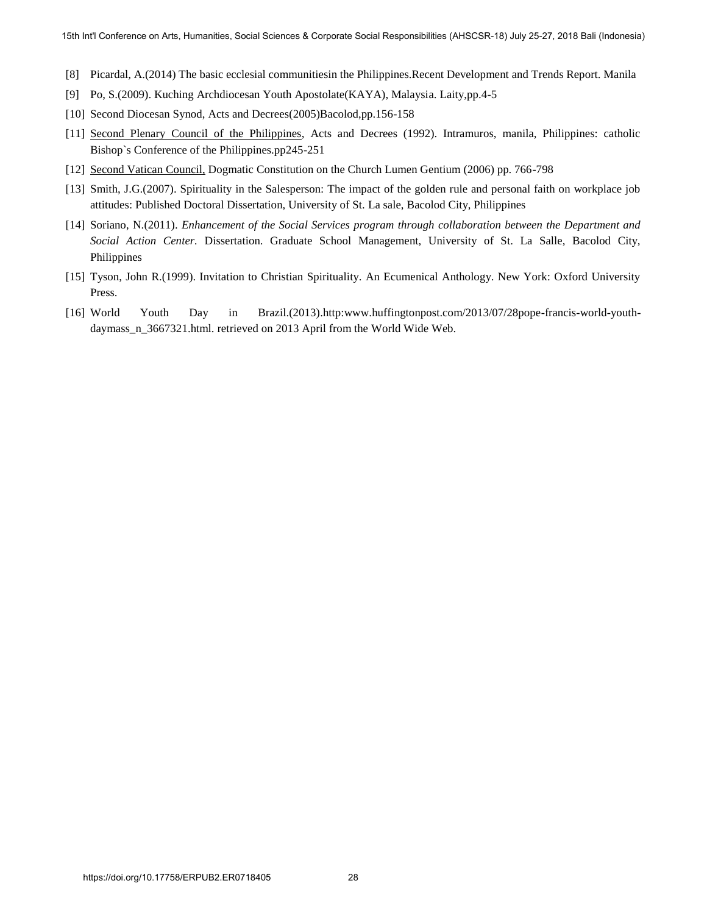[8] Picardal, A.(2014) The basic ecclesial communitiesin the Philippines.Recent Development and Trends Report. Manila

[9] Po, S.(2009). Kuching Archdiocesan Youth Apostolate(KAYA), Malaysia. Laity,pp.4-5

[10] Second Diocesan Synod, Acts and Decrees(2005)Bacolod,pp.156-158

[11] Second Plenary Council of the Philippines, Acts and Decrees (1992). Intramuros, manila, Philippines: catholic Bishop`s Conference of the Philippines.pp245-251

[12] Second Vatican Council, Dogmatic Constitution on the Church Lumen Gentium (2006) pp. 766-798

[13] Smith, J.G.(2007). Spirituality in the Salesperson: The impact of the golden rule and personal faith on workplace job attitudes: Published Doctoral Dissertation, University of St. La sale, Bacolod City, Philippines

[14] Soriano, N.(2011). *Enhancement of the Social Services program through collaboration between the Department and Social Action Center.* Dissertation. Graduate School Management, University of St. La Salle, Bacolod City, Philippines

[15] Tyson, John R.(1999). Invitation to Christian Spirituality. An Ecumenical Anthology. New York: Oxford University Press.

[16] World Youth Day in Brazil.(2013).http:www.huffingtonpost.com/2013/07/28pope-francis-world-youth-daymass_n_3667321.html. retrieved on 2013 April from the World Wide Web.